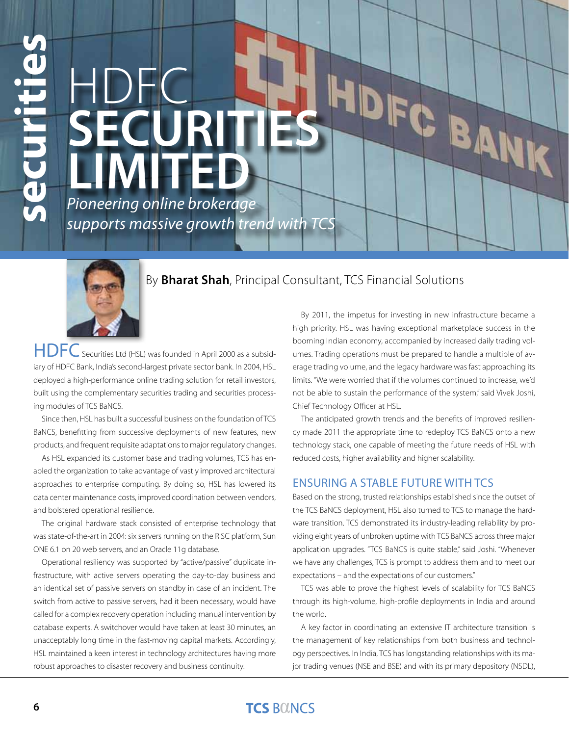# HDFC SECURITIES LIMITED

*Pioneering online brokerage supports massive growth trend with TCS*

By **Bharat Shah**, Principal Consultant, TCS Financial Solutions

HDFC Securities Ltd (HSL) was founded in April 2000 as a subsidiary of HDFC Bank, India's second-largest private sector bank. In 2004, HSL deployed a high-performance online trading solution for retail investors, built using the complementary securities trading and securities processing modules of TCS BaNCS.

Since then, HSL has built a successful business on the foundation of TCS BaNCS, benefitting from successive deployments of new features, new products, and frequent requisite adaptations to major regulatory changes.

As HSL expanded its customer base and trading volumes, TCS has enabled the organization to take advantage of vastly improved architectural approaches to enterprise computing. By doing so, HSL has lowered its data center maintenance costs, improved coordination between vendors, and bolstered operational resilience.

The original hardware stack consisted of enterprise technology that was state-of-the-art in 2004: six servers running on the RISC platform, Sun ONE 6.1 on 20 web servers, and an Oracle 11g database.

Operational resiliency was supported by "active/passive" duplicate infrastructure, with active servers operating the day-to-day business and an identical set of passive servers on standby in case of an incident. The switch from active to passive servers, had it been necessary, would have called for a complex recovery operation including manual intervention by database experts. A switchover would have taken at least 30 minutes, an unacceptably long time in the fast-moving capital markets. Accordingly, HSL maintained a keen interest in technology architectures having more robust approaches to disaster recovery and business continuity.

By 2011, the impetus for investing in new infrastructure became a high priority. HSL was having exceptional marketplace success in the booming Indian economy, accompanied by increased daily trading volumes. Trading operations must be prepared to handle a multiple of average trading volume, and the legacy hardware was fast approaching its limits. "We were worried that if the volumes continued to increase, we'd not be able to sustain the performance of the system," said Vivek Joshi, Chief Technology Officer at HSL.

The anticipated growth trends and the benefits of improved resiliency made 2011 the appropriate time to redeploy TCS BaNCS onto a new technology stack, one capable of meeting the future needs of HSL with reduced costs, higher availability and higher scalability.

## ENSURING A STABLE FUTURE WITH TCS

Based on the strong, trusted relationships established since the outset of the TCS BaNCS deployment, HSL also turned to TCS to manage the hardware transition. TCS demonstrated its industry-leading reliability by providing eight years of unbroken uptime with TCS BaNCS across three major application upgrades. "TCS BaNCS is quite stable," said Joshi. "Whenever we have any challenges, TCS is prompt to address them and to meet our expectations – and the expectations of our customers."

TCS was able to prove the highest levels of scalability for TCS BaNCS through its high-volume, high-profile deployments in India and around the world.

A key factor in coordinating an extensive IT architecture transition is the management of key relationships from both business and technology perspectives. In India, TCS has longstanding relationships with its major trading venues (NSE and BSE) and with its primary depository (NSDL),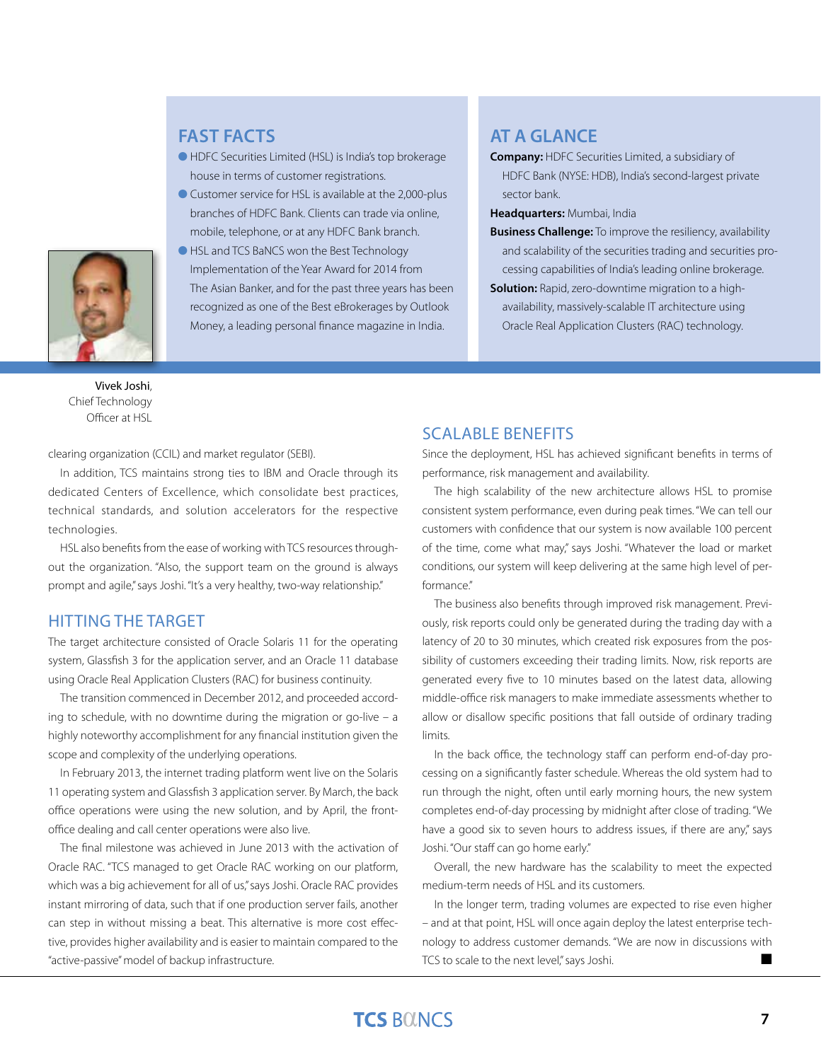## FAST FACTS

- HDFC Securities Limited (HSL) is India's top brokerage house in terms of customer registrations.
- Customer service for HSL is available at the 2,000-plus branches of HDFC Bank. Clients can trade via online, mobile, telephone, or at any HDFC Bank branch.
- HSL and TCS BaNCS won the Best Technology Implementation of the Year Award for 2014 from The Asian Banker, and for the past three years has been recognized as one of the Best eBrokerages by Outlook Money, a leading personal finance magazine in India.

## AT A GLANCE

**Company:** HDFC Securities Limited, a subsidiary of HDFC Bank (NYSE: HDB), India's second-largest private sector bank.

**Headquarters:** Mumbai, India

**Business Challenge:** To improve the resiliency, availability and scalability of the securities trading and securities processing capabilities of India's leading online brokerage.

**Solution:** Rapid, zero-downtime migration to a high-availability, massively-scalable IT architecture using Oracle Real Application Clusters (RAC) technology.

Vivek Joshi, Chief Technology Officer at HSL

clearing organization (CCIL) and market regulator (SEBI).

In addition, TCS maintains strong ties to IBM and Oracle through its dedicated Centers of Excellence, which consolidate best practices, technical standards, and solution accelerators for the respective technologies.

HSL also benefits from the ease of working with TCS resources throughout the organization. "Also, the support team on the ground is always prompt and agile," says Joshi. "It's a very healthy, two-way relationship."

## HITTING THE TARGET

The target architecture consisted of Oracle Solaris 11 for the operating system, Glassfish 3 for the application server, and an Oracle 11 database using Oracle Real Application Clusters (RAC) for business continuity.

The transition commenced in December 2012, and proceeded according to schedule, with no downtime during the migration or go-live – a highly noteworthy accomplishment for any financial institution given the scope and complexity of the underlying operations.

In February 2013, the internet trading platform went live on the Solaris 11 operating system and Glassfish 3 application server. By March, the back office operations were using the new solution, and by April, the front-office dealing and call center operations were also live.

The final milestone was achieved in June 2013 with the activation of Oracle RAC. "TCS managed to get Oracle RAC working on our platform, which was a big achievement for all of us," says Joshi. Oracle RAC provides instant mirroring of data, such that if one production server fails, another can step in without missing a beat. This alternative is more cost effective, provides higher availability and is easier to maintain compared to the "active-passive" model of backup infrastructure.

## SCALABLE BENEFITS

Since the deployment, HSL has achieved significant benefits in terms of performance, risk management and availability.

The high scalability of the new architecture allows HSL to promise consistent system performance, even during peak times. "We can tell our customers with confidence that our system is now available 100 percent of the time, come what may," says Joshi. "Whatever the load or market conditions, our system will keep delivering at the same high level of performance."

The business also benefits through improved risk management. Previously, risk reports could only be generated during the trading day with a latency of 20 to 30 minutes, which created risk exposures from the possibility of customers exceeding their trading limits. Now, risk reports are generated every five to 10 minutes based on the latest data, allowing middle-office risk managers to make immediate assessments whether to allow or disallow specific positions that fall outside of ordinary trading limits.

In the back office, the technology staff can perform end-of-day processing on a significantly faster schedule. Whereas the old system had to run through the night, often until early morning hours, the new system completes end-of-day processing by midnight after close of trading. "We have a good six to seven hours to address issues, if there are any," says Joshi. "Our staff can go home early."

Overall, the new hardware has the scalability to meet the expected medium-term needs of HSL and its customers.

In the longer term, trading volumes are expected to rise even higher – and at that point, HSL will once again deploy the latest enterprise technology to address customer demands. "We are now in discussions with TCS to scale to the next level," says Joshi. ■